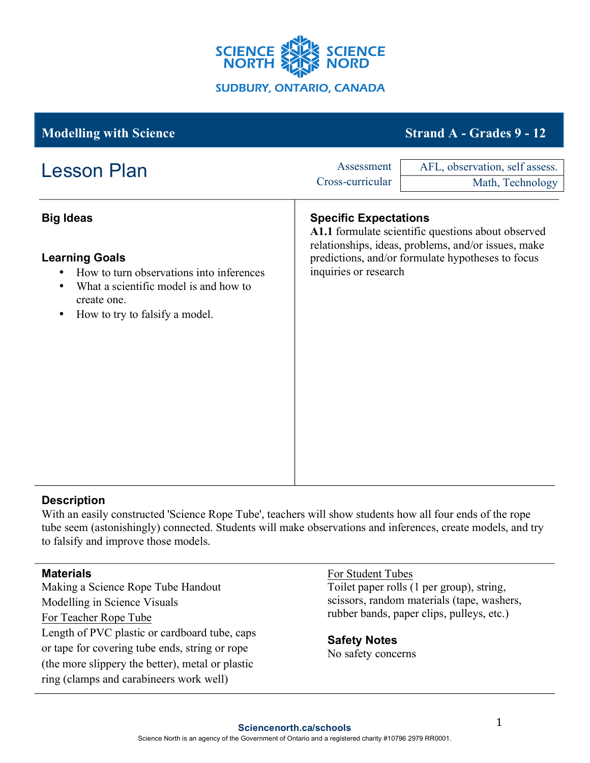SCIENCE NORTH SCIENCE NORD

SUDBURY, ONTARIO, CANADA

**Modelling with Science** | **Strand A - Grades 9 - 12**

# Lesson Plan

| | |
|---|---|
| Assessment | AFL, observation, self assess. |
| Cross-curricular | Math, Technology |

## Big Ideas

## Learning Goals

- How to turn observations into inferences
- What a scientific model is and how to create one.
- How to try to falsify a model.

## Specific Expectations

**A1.1** formulate scientific questions about observed relationships, ideas, problems, and/or issues, make predictions, and/or formulate hypotheses to focus inquiries or research

## Description

With an easily constructed 'Science Rope Tube', teachers will show students how all four ends of the rope tube seem (astonishingly) connected. Students will make observations and inferences, create models, and try to falsify and improve those models.

## Materials

Making a Science Rope Tube Handout
Modelling in Science Visuals

For Teacher Rope Tube

Length of PVC plastic or cardboard tube, caps or tape for covering tube ends, string or rope (the more slippery the better), metal or plastic ring (clamps and carabineers work well)

For Student Tubes

Toilet paper rolls (1 per group), string, scissors, random materials (tape, washers, rubber bands, paper clips, pulleys, etc.)

## Safety Notes

No safety concerns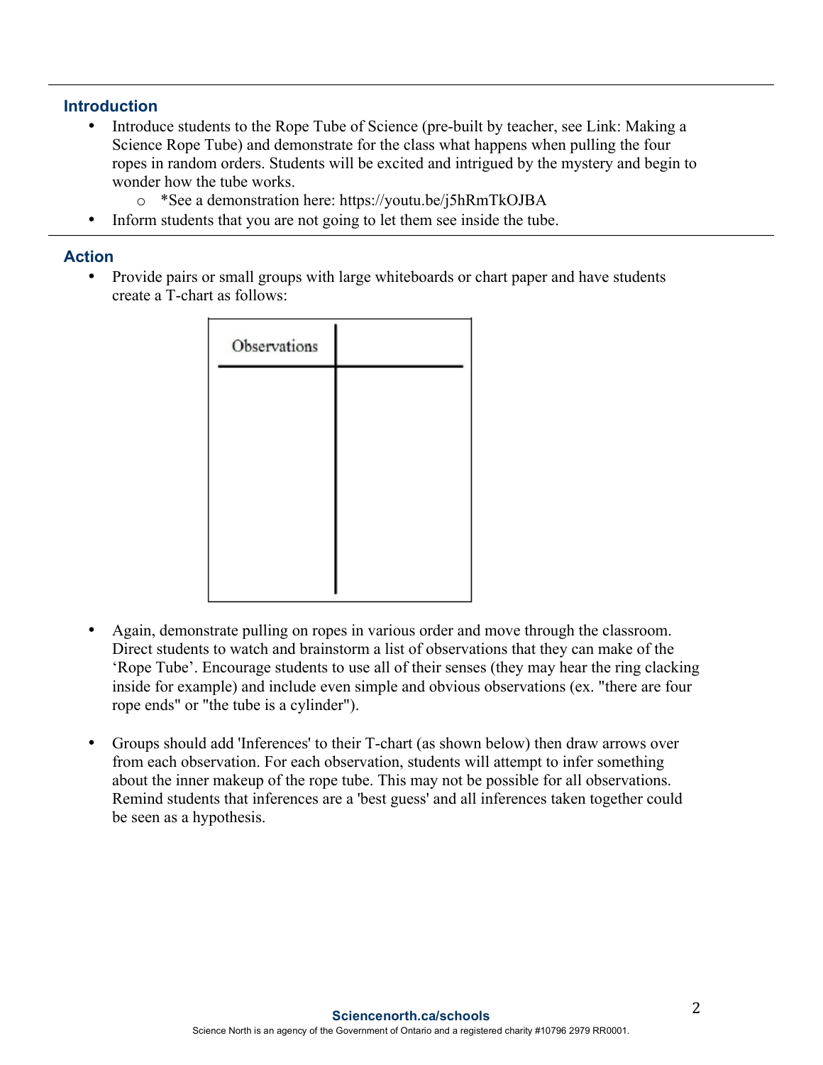## Introduction

- Introduce students to the Rope Tube of Science (pre-built by teacher, see Link: Making a Science Rope Tube) and demonstrate for the class what happens when pulling the four ropes in random orders. Students will be excited and intrigued by the mystery and begin to wonder how the tube works.
  - *See a demonstration here: https://youtu.be/j5hRmTkOJBA
- Inform students that you are not going to let them see inside the tube.

## Action

- Provide pairs or small groups with large whiteboards or chart paper and have students create a T-chart as follows:

| Observations | |
|---|---|
| | |

- Again, demonstrate pulling on ropes in various order and move through the classroom. Direct students to watch and brainstorm a list of observations that they can make of the 'Rope Tube'. Encourage students to use all of their senses (they may hear the ring clacking inside for example) and include even simple and obvious observations (ex. "there are four rope ends" or "the tube is a cylinder").

- Groups should add 'Inferences' to their T-chart (as shown below) then draw arrows over from each observation. For each observation, students will attempt to infer something about the inner makeup of the rope tube. This may not be possible for all observations. Remind students that inferences are a 'best guess' and all inferences taken together could be seen as a hypothesis.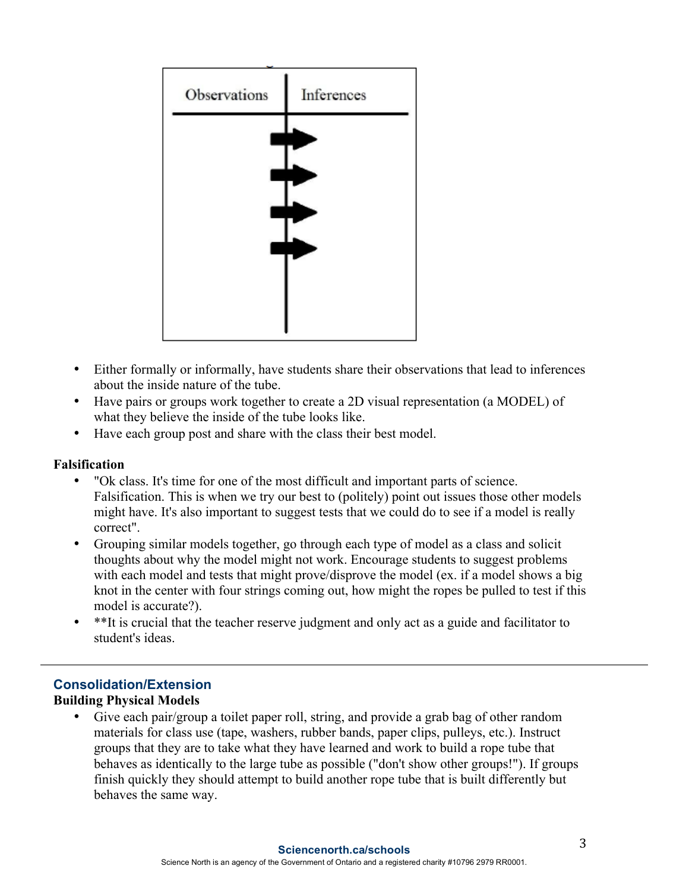| Observations | Inferences |
| --- | --- |
| | |

- Either formally or informally, have students share their observations that lead to inferences about the inside nature of the tube.
- Have pairs or groups work together to create a 2D visual representation (a MODEL) of what they believe the inside of the tube looks like.
- Have each group post and share with the class their best model.

**Falsification**

- "Ok class. It's time for one of the most difficult and important parts of science. Falsification. This is when we try our best to (politely) point out issues those other models might have. It's also important to suggest tests that we could do to see if a model is really correct".
- Grouping similar models together, go through each type of model as a class and solicit thoughts about why the model might not work. Encourage students to suggest problems with each model and tests that might prove/disprove the model (ex. if a model shows a big knot in the center with four strings coming out, how might the ropes be pulled to test if this model is accurate?).
- **It is crucial that the teacher reserve judgment and only act as a guide and facilitator to student's ideas.

## Consolidation/Extension

**Building Physical Models**

- Give each pair/group a toilet paper roll, string, and provide a grab bag of other random materials for class use (tape, washers, rubber bands, paper clips, pulleys, etc.). Instruct groups that they are to take what they have learned and work to build a rope tube that behaves as identically to the large tube as possible ("don't show other groups!"). If groups finish quickly they should attempt to build another rope tube that is built differently but behaves the same way.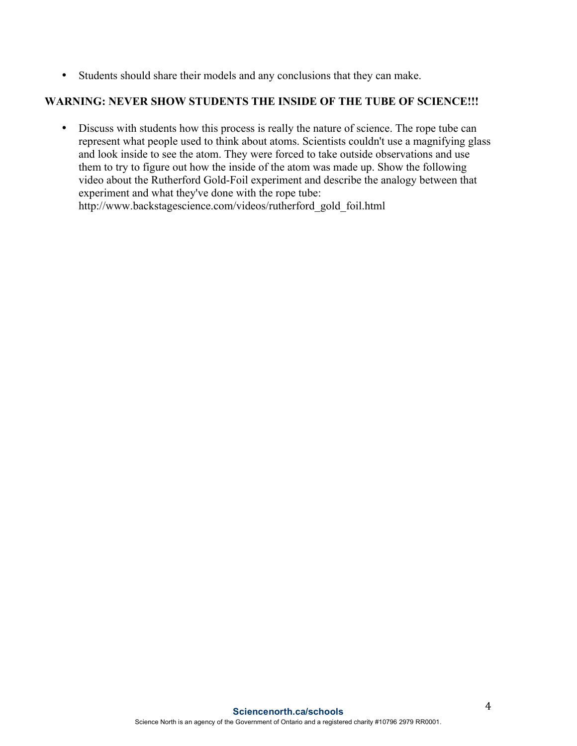- Students should share their models and any conclusions that they can make.

**WARNING: NEVER SHOW STUDENTS THE INSIDE OF THE TUBE OF SCIENCE!!!**

- Discuss with students how this process is really the nature of science. The rope tube can represent what people used to think about atoms. Scientists couldn't use a magnifying glass and look inside to see the atom. They were forced to take outside observations and use them to try to figure out how the inside of the atom was made up. Show the following video about the Rutherford Gold-Foil experiment and describe the analogy between that experiment and what they've done with the rope tube: http://www.backstagescience.com/videos/rutherford_gold_foil.html